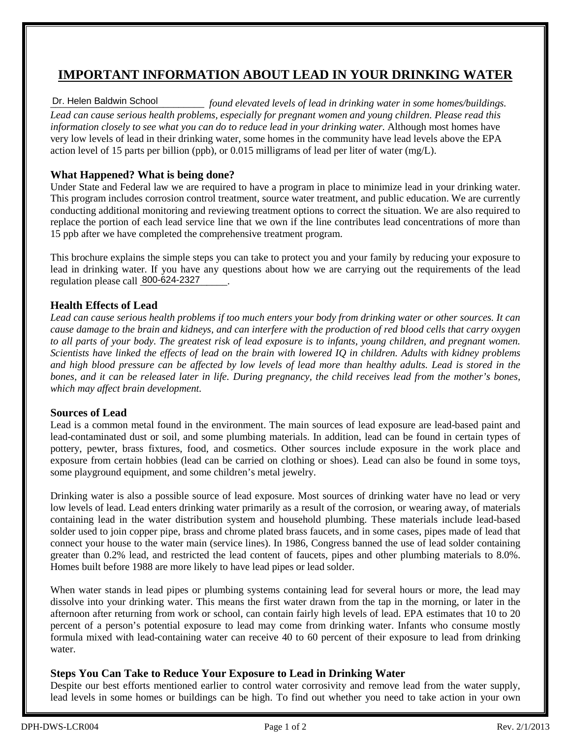# IMPORTANT INFORMATION ABOUT LEAD IN YOUR DRINKING WATER

Dr. Helen Baldwin School *found elevated levels of lead in drinking water in some homes/buildings. Lead can cause serious health problems, especially for pregnant women and young children. Please read this information closely to see what you can do to reduce lead in your drinking water.* Although most homes have very low levels of lead in their drinking water, some homes in the community have lead levels above the EPA action level of 15 parts per billion (ppb), or 0.015 milligrams of lead per liter of water (mg/L).

## What Happened? What is being done?

Under State and Federal law we are required to have a program in place to minimize lead in your drinking water. This program includes corrosion control treatment, source water treatment, and public education. We are currently conducting additional monitoring and reviewing treatment options to correct the situation. We are also required to replace the portion of each lead service line that we own if the line contributes lead concentrations of more than 15 ppb after we have completed the comprehensive treatment program.

This brochure explains the simple steps you can take to protect you and your family by reducing your exposure to lead in drinking water. If you have any questions about how we are carrying out the requirements of the lead regulation please call 800-624-2327.

## Health Effects of Lead

*Lead can cause serious health problems if too much enters your body from drinking water or other sources. It can cause damage to the brain and kidneys, and can interfere with the production of red blood cells that carry oxygen to all parts of your body. The greatest risk of lead exposure is to infants, young children, and pregnant women. Scientists have linked the effects of lead on the brain with lowered IQ in children. Adults with kidney problems and high blood pressure can be affected by low levels of lead more than healthy adults. Lead is stored in the bones, and it can be released later in life. During pregnancy, the child receives lead from the mother's bones, which may affect brain development.*

## Sources of Lead

Lead is a common metal found in the environment. The main sources of lead exposure are lead-based paint and lead-contaminated dust or soil, and some plumbing materials. In addition, lead can be found in certain types of pottery, pewter, brass fixtures, food, and cosmetics. Other sources include exposure in the work place and exposure from certain hobbies (lead can be carried on clothing or shoes). Lead can also be found in some toys, some playground equipment, and some children's metal jewelry.

Drinking water is also a possible source of lead exposure. Most sources of drinking water have no lead or very low levels of lead. Lead enters drinking water primarily as a result of the corrosion, or wearing away, of materials containing lead in the water distribution system and household plumbing. These materials include lead-based solder used to join copper pipe, brass and chrome plated brass faucets, and in some cases, pipes made of lead that connect your house to the water main (service lines). In 1986, Congress banned the use of lead solder containing greater than 0.2% lead, and restricted the lead content of faucets, pipes and other plumbing materials to 8.0%. Homes built before 1988 are more likely to have lead pipes or lead solder.

When water stands in lead pipes or plumbing systems containing lead for several hours or more, the lead may dissolve into your drinking water. This means the first water drawn from the tap in the morning, or later in the afternoon after returning from work or school, can contain fairly high levels of lead. EPA estimates that 10 to 20 percent of a person's potential exposure to lead may come from drinking water. Infants who consume mostly formula mixed with lead-containing water can receive 40 to 60 percent of their exposure to lead from drinking water.

## Steps You Can Take to Reduce Your Exposure to Lead in Drinking Water

Despite our best efforts mentioned earlier to control water corrosivity and remove lead from the water supply, lead levels in some homes or buildings can be high. To find out whether you need to take action in your own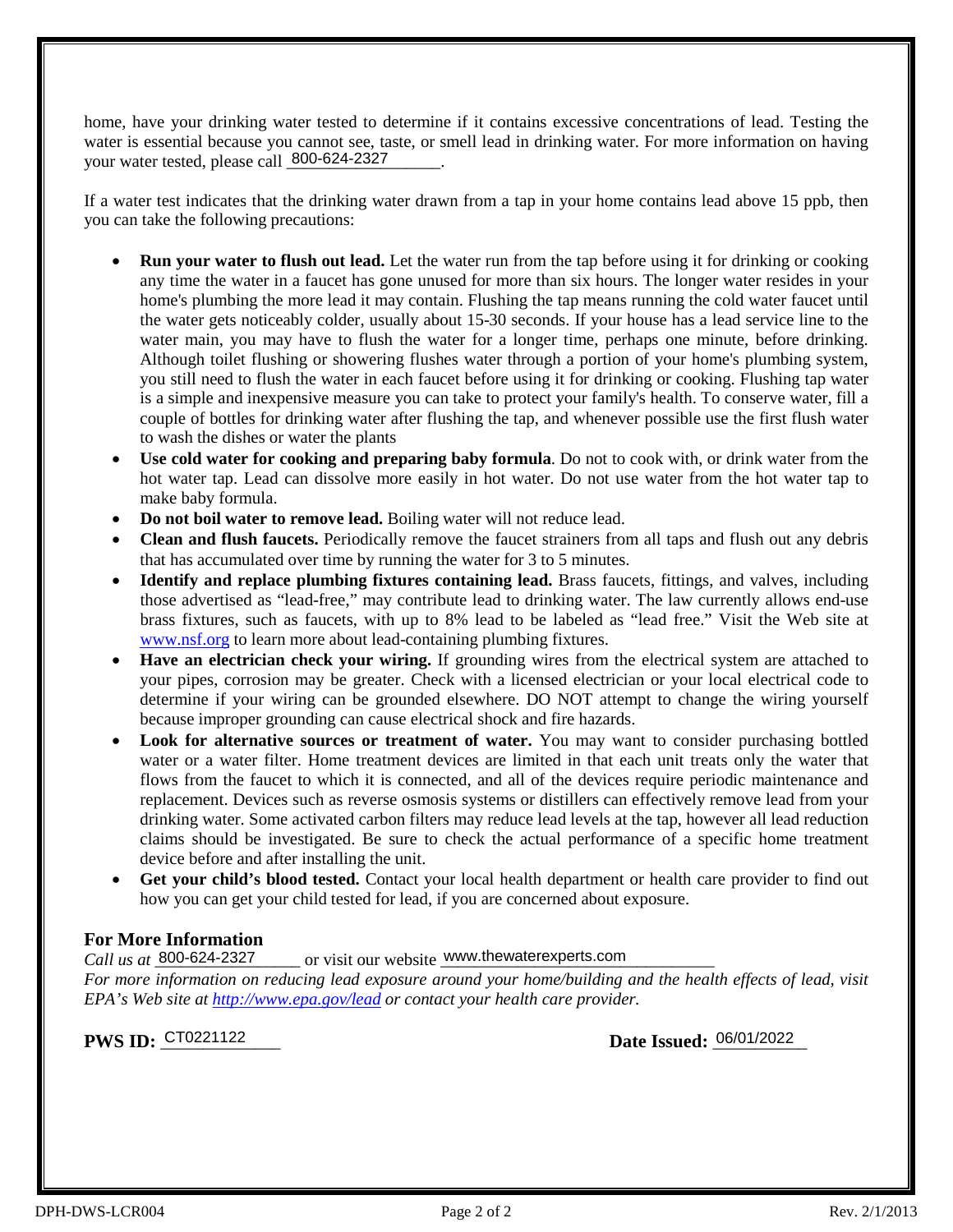home, have your drinking water tested to determine if it contains excessive concentrations of lead. Testing the water is essential because you cannot see, taste, or smell lead in drinking water. For more information on having your water tested, please call 800-624-2327.

If a water test indicates that the drinking water drawn from a tap in your home contains lead above 15 ppb, then you can take the following precautions:

- **Run your water to flush out lead.** Let the water run from the tap before using it for drinking or cooking any time the water in a faucet has gone unused for more than six hours. The longer water resides in your home's plumbing the more lead it may contain. Flushing the tap means running the cold water faucet until the water gets noticeably colder, usually about 15-30 seconds. If your house has a lead service line to the water main, you may have to flush the water for a longer time, perhaps one minute, before drinking. Although toilet flushing or showering flushes water through a portion of your home's plumbing system, you still need to flush the water in each faucet before using it for drinking or cooking. Flushing tap water is a simple and inexpensive measure you can take to protect your family's health. To conserve water, fill a couple of bottles for drinking water after flushing the tap, and whenever possible use the first flush water to wash the dishes or water the plants
- **Use cold water for cooking and preparing baby formula**. Do not to cook with, or drink water from the hot water tap. Lead can dissolve more easily in hot water. Do not use water from the hot water tap to make baby formula.
- **Do not boil water to remove lead.** Boiling water will not reduce lead.
- **Clean and flush faucets.** Periodically remove the faucet strainers from all taps and flush out any debris that has accumulated over time by running the water for 3 to 5 minutes.
- **Identify and replace plumbing fixtures containing lead.** Brass faucets, fittings, and valves, including those advertised as "lead-free," may contribute lead to drinking water. The law currently allows end-use brass fixtures, such as faucets, with up to 8% lead to be labeled as "lead free." Visit the Web site at www.nsf.org to learn more about lead-containing plumbing fixtures.
- **Have an electrician check your wiring.** If grounding wires from the electrical system are attached to your pipes, corrosion may be greater. Check with a licensed electrician or your local electrical code to determine if your wiring can be grounded elsewhere. DO NOT attempt to change the wiring yourself because improper grounding can cause electrical shock and fire hazards.
- **Look for alternative sources or treatment of water.** You may want to consider purchasing bottled water or a water filter. Home treatment devices are limited in that each unit treats only the water that flows from the faucet to which it is connected, and all of the devices require periodic maintenance and replacement. Devices such as reverse osmosis systems or distillers can effectively remove lead from your drinking water. Some activated carbon filters may reduce lead levels at the tap, however all lead reduction claims should be investigated. Be sure to check the actual performance of a specific home treatment device before and after installing the unit.
- **Get your child's blood tested.** Contact your local health department or health care provider to find out how you can get your child tested for lead, if you are concerned about exposure.

### For More Information

*Call us at* 800-624-2327 or visit our website www.thewaterexperts.com
*For more information on reducing lead exposure around your home/building and the health effects of lead, visit EPA's Web site at http://www.epa.gov/lead or contact your health care provider.*

**PWS ID:** CT0221122 **Date Issued:** 06/01/2022

DPH-DWS-LCR004 Rev. 2/1/2013